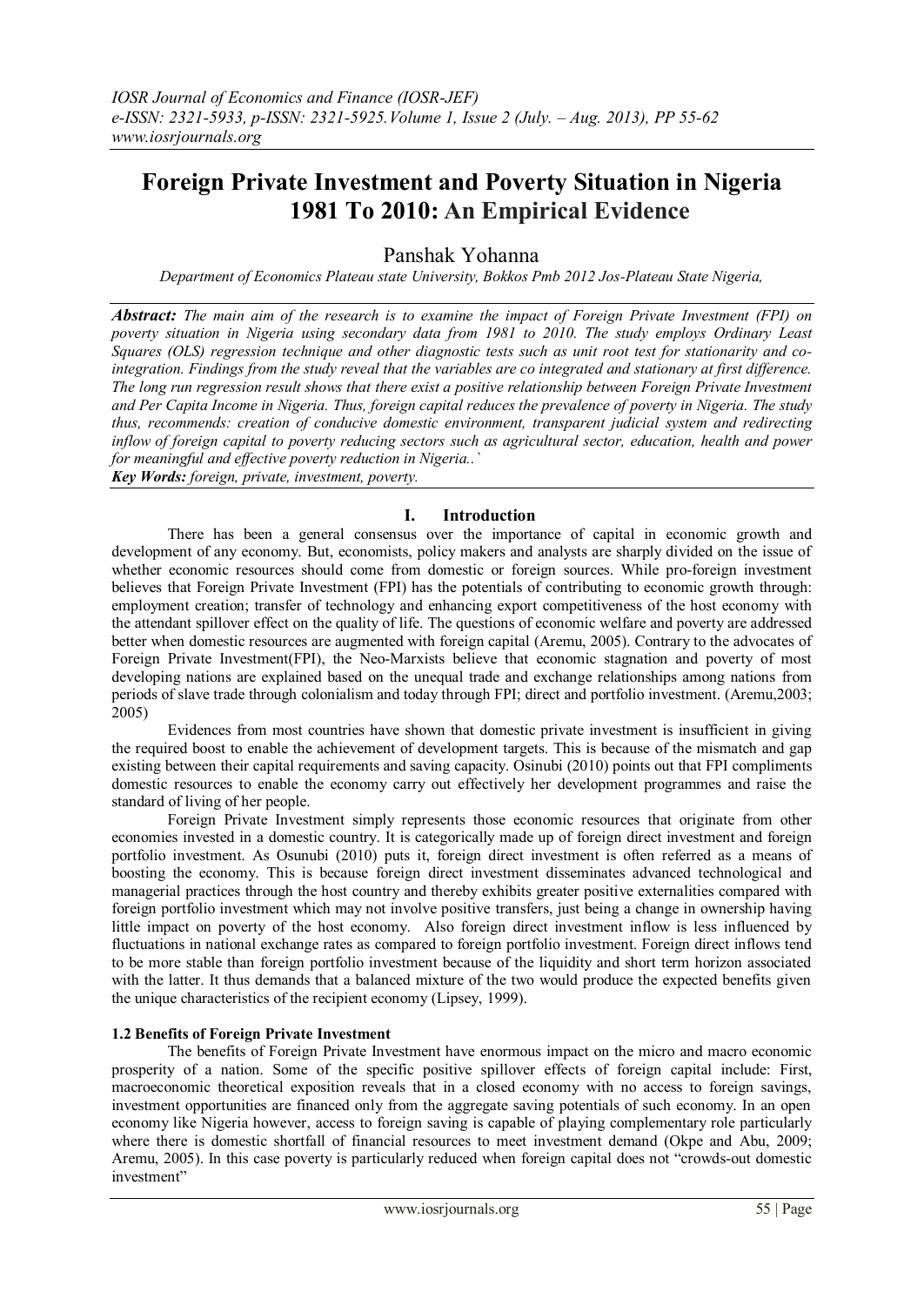# Foreign Private Investment and Poverty Situation in Nigeria 1981 To 2010: An Empirical Evidence

Panshak Yohanna

*Department of Economics Plateau state University, Bokkos Pmb 2012 Jos-Plateau State Nigeria,*

***Abstract:*** *The main aim of the research is to examine the impact of Foreign Private Investment (FPI) on poverty situation in Nigeria using secondary data from 1981 to 2010. The study employs Ordinary Least Squares (OLS) regression technique and other diagnostic tests such as unit root test for stationarity and co-integration. Findings from the study reveal that the variables are co integrated and stationary at first difference. The long run regression result shows that there exist a positive relationship between Foreign Private Investment and Per Capita Income in Nigeria. Thus, foreign capital reduces the prevalence of poverty in Nigeria. The study thus, recommends: creation of conducive domestic environment, transparent judicial system and redirecting inflow of foreign capital to poverty reducing sectors such as agricultural sector, education, health and power for meaningful and effective poverty reduction in Nigeria..`*

***Key Words:*** *foreign, private, investment, poverty.*

## I. Introduction

There has been a general consensus over the importance of capital in economic growth and development of any economy. But, economists, policy makers and analysts are sharply divided on the issue of whether economic resources should come from domestic or foreign sources. While pro-foreign investment believes that Foreign Private Investment (FPI) has the potentials of contributing to economic growth through: employment creation; transfer of technology and enhancing export competitiveness of the host economy with the attendant spillover effect on the quality of life. The questions of economic welfare and poverty are addressed better when domestic resources are augmented with foreign capital (Aremu, 2005). Contrary to the advocates of Foreign Private Investment(FPI), the Neo-Marxists believe that economic stagnation and poverty of most developing nations are explained based on the unequal trade and exchange relationships among nations from periods of slave trade through colonialism and today through FPI; direct and portfolio investment. (Aremu,2003; 2005)

Evidences from most countries have shown that domestic private investment is insufficient in giving the required boost to enable the achievement of development targets. This is because of the mismatch and gap existing between their capital requirements and saving capacity. Osinubi (2010) points out that FPI compliments domestic resources to enable the economy carry out effectively her development programmes and raise the standard of living of her people.

Foreign Private Investment simply represents those economic resources that originate from other economies invested in a domestic country. It is categorically made up of foreign direct investment and foreign portfolio investment. As Osunubi (2010) puts it, foreign direct investment is often referred as a means of boosting the economy. This is because foreign direct investment disseminates advanced technological and managerial practices through the host country and thereby exhibits greater positive externalities compared with foreign portfolio investment which may not involve positive transfers, just being a change in ownership having little impact on poverty of the host economy. Also foreign direct investment inflow is less influenced by fluctuations in national exchange rates as compared to foreign portfolio investment. Foreign direct inflows tend to be more stable than foreign portfolio investment because of the liquidity and short term horizon associated with the latter. It thus demands that a balanced mixture of the two would produce the expected benefits given the unique characteristics of the recipient economy (Lipsey, 1999).

### 1.2 Benefits of Foreign Private Investment

The benefits of Foreign Private Investment have enormous impact on the micro and macro economic prosperity of a nation. Some of the specific positive spillover effects of foreign capital include: First, macroeconomic theoretical exposition reveals that in a closed economy with no access to foreign savings, investment opportunities are financed only from the aggregate saving potentials of such economy. In an open economy like Nigeria however, access to foreign saving is capable of playing complementary role particularly where there is domestic shortfall of financial resources to meet investment demand (Okpe and Abu, 2009; Aremu, 2005). In this case poverty is particularly reduced when foreign capital does not "crowds-out domestic investment"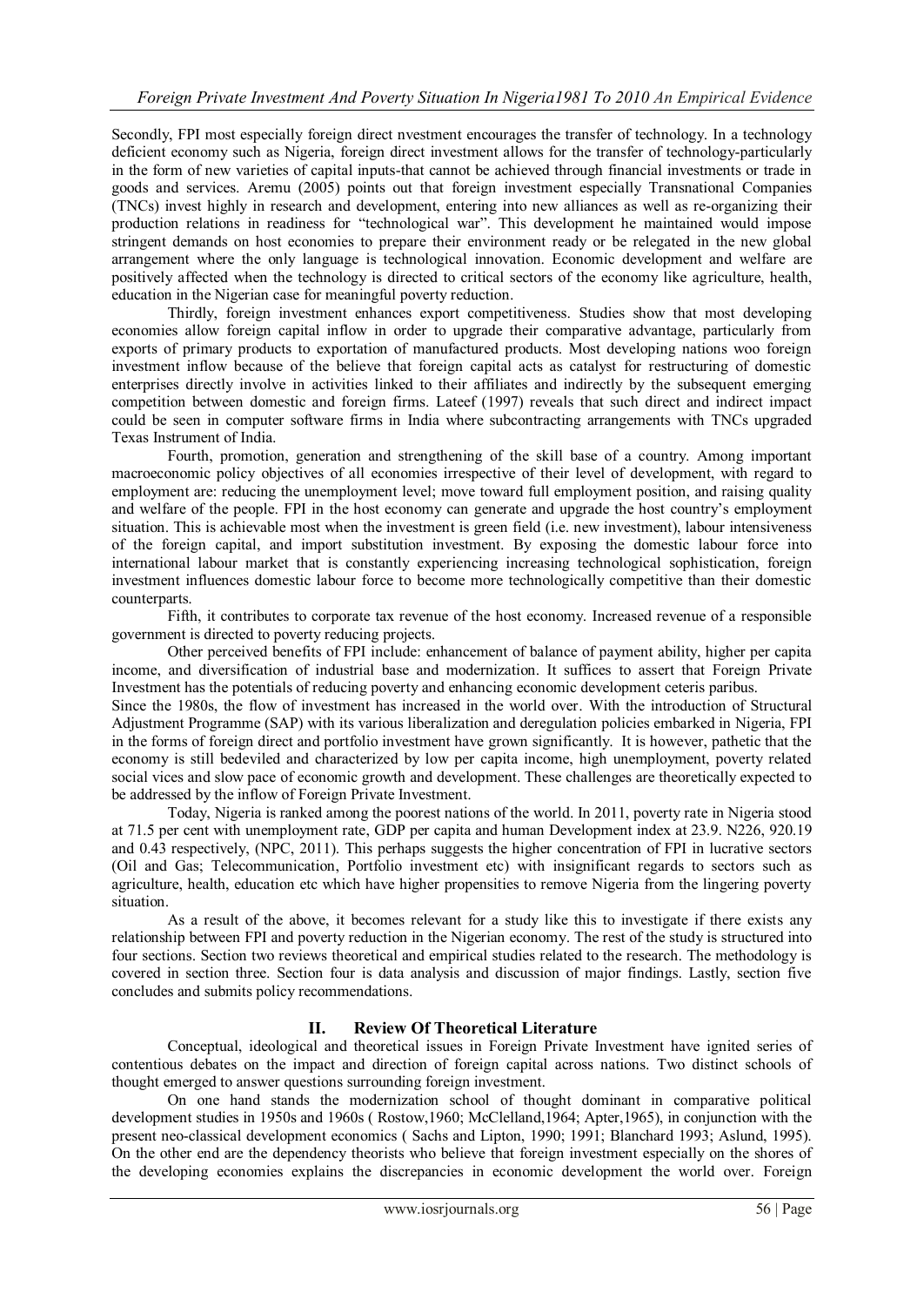Secondly, FPI most especially foreign direct nvestment encourages the transfer of technology. In a technology deficient economy such as Nigeria, foreign direct investment allows for the transfer of technology-particularly in the form of new varieties of capital inputs-that cannot be achieved through financial investments or trade in goods and services. Aremu (2005) points out that foreign investment especially Transnational Companies (TNCs) invest highly in research and development, entering into new alliances as well as re-organizing their production relations in readiness for "technological war". This development he maintained would impose stringent demands on host economies to prepare their environment ready or be relegated in the new global arrangement where the only language is technological innovation. Economic development and welfare are positively affected when the technology is directed to critical sectors of the economy like agriculture, health, education in the Nigerian case for meaningful poverty reduction.

Thirdly, foreign investment enhances export competitiveness. Studies show that most developing economies allow foreign capital inflow in order to upgrade their comparative advantage, particularly from exports of primary products to exportation of manufactured products. Most developing nations woo foreign investment inflow because of the believe that foreign capital acts as catalyst for restructuring of domestic enterprises directly involve in activities linked to their affiliates and indirectly by the subsequent emerging competition between domestic and foreign firms. Lateef (1997) reveals that such direct and indirect impact could be seen in computer software firms in India where subcontracting arrangements with TNCs upgraded Texas Instrument of India.

Fourth, promotion, generation and strengthening of the skill base of a country. Among important macroeconomic policy objectives of all economies irrespective of their level of development, with regard to employment are: reducing the unemployment level; move toward full employment position, and raising quality and welfare of the people. FPI in the host economy can generate and upgrade the host country's employment situation. This is achievable most when the investment is green field (i.e. new investment), labour intensiveness of the foreign capital, and import substitution investment. By exposing the domestic labour force into international labour market that is constantly experiencing increasing technological sophistication, foreign investment influences domestic labour force to become more technologically competitive than their domestic counterparts.

Fifth, it contributes to corporate tax revenue of the host economy. Increased revenue of a responsible government is directed to poverty reducing projects.

Other perceived benefits of FPI include: enhancement of balance of payment ability, higher per capita income, and diversification of industrial base and modernization. It suffices to assert that Foreign Private Investment has the potentials of reducing poverty and enhancing economic development ceteris paribus.

Since the 1980s, the flow of investment has increased in the world over. With the introduction of Structural Adjustment Programme (SAP) with its various liberalization and deregulation policies embarked in Nigeria, FPI in the forms of foreign direct and portfolio investment have grown significantly. It is however, pathetic that the economy is still bedeviled and characterized by low per capita income, high unemployment, poverty related social vices and slow pace of economic growth and development. These challenges are theoretically expected to be addressed by the inflow of Foreign Private Investment.

Today, Nigeria is ranked among the poorest nations of the world. In 2011, poverty rate in Nigeria stood at 71.5 per cent with unemployment rate, GDP per capita and human Development index at 23.9. N226, 920.19 and 0.43 respectively, (NPC, 2011). This perhaps suggests the higher concentration of FPI in lucrative sectors (Oil and Gas; Telecommunication, Portfolio investment etc) with insignificant regards to sectors such as agriculture, health, education etc which have higher propensities to remove Nigeria from the lingering poverty situation.

As a result of the above, it becomes relevant for a study like this to investigate if there exists any relationship between FPI and poverty reduction in the Nigerian economy. The rest of the study is structured into four sections. Section two reviews theoretical and empirical studies related to the research. The methodology is covered in section three. Section four is data analysis and discussion of major findings. Lastly, section five concludes and submits policy recommendations.

## II. Review Of Theoretical Literature

Conceptual, ideological and theoretical issues in Foreign Private Investment have ignited series of contentious debates on the impact and direction of foreign capital across nations. Two distinct schools of thought emerged to answer questions surrounding foreign investment.

On one hand stands the modernization school of thought dominant in comparative political development studies in 1950s and 1960s ( Rostow,1960; McClelland,1964; Apter,1965), in conjunction with the present neo-classical development economics ( Sachs and Lipton, 1990; 1991; Blanchard 1993; Aslund, 1995). On the other end are the dependency theorists who believe that foreign investment especially on the shores of the developing economies explains the discrepancies in economic development the world over. Foreign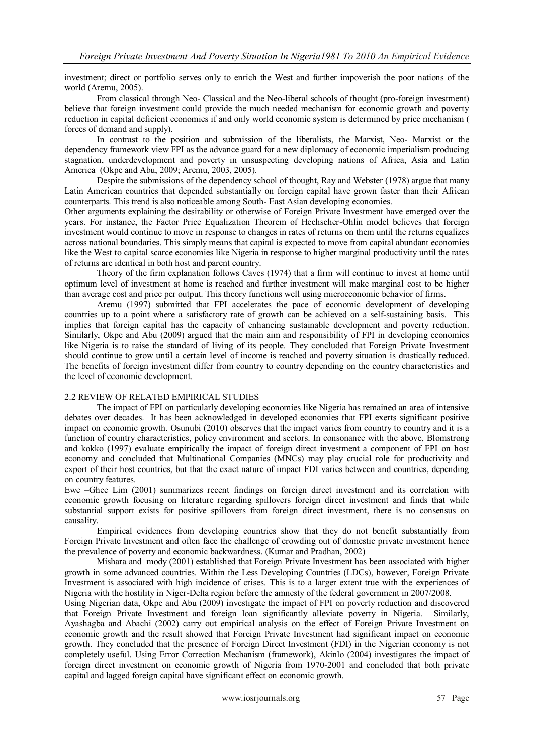investment; direct or portfolio serves only to enrich the West and further impoverish the poor nations of the world (Aremu, 2005).

From classical through Neo- Classical and the Neo-liberal schools of thought (pro-foreign investment) believe that foreign investment could provide the much needed mechanism for economic growth and poverty reduction in capital deficient economies if and only world economic system is determined by price mechanism ( forces of demand and supply).

In contrast to the position and submission of the liberalists, the Marxist, Neo- Marxist or the dependency framework view FPI as the advance guard for a new diplomacy of economic imperialism producing stagnation, underdevelopment and poverty in unsuspecting developing nations of Africa, Asia and Latin America (Okpe and Abu, 2009; Aremu, 2003, 2005).

Despite the submissions of the dependency school of thought, Ray and Webster (1978) argue that many Latin American countries that depended substantially on foreign capital have grown faster than their African counterparts. This trend is also noticeable among South- East Asian developing economies.

Other arguments explaining the desirability or otherwise of Foreign Private Investment have emerged over the years. For instance, the Factor Price Equalization Theorem of Hechscher-Ohlin model believes that foreign investment would continue to move in response to changes in rates of returns on them until the returns equalizes across national boundaries. This simply means that capital is expected to move from capital abundant economies like the West to capital scarce economies like Nigeria in response to higher marginal productivity until the rates of returns are identical in both host and parent country.

Theory of the firm explanation follows Caves (1974) that a firm will continue to invest at home until optimum level of investment at home is reached and further investment will make marginal cost to be higher than average cost and price per output. This theory functions well using microeconomic behavior of firms.

Aremu (1997) submitted that FPI accelerates the pace of economic development of developing countries up to a point where a satisfactory rate of growth can be achieved on a self-sustaining basis. This implies that foreign capital has the capacity of enhancing sustainable development and poverty reduction. Similarly, Okpe and Abu (2009) argued that the main aim and responsibility of FPI in developing economies like Nigeria is to raise the standard of living of its people. They concluded that Foreign Private Investment should continue to grow until a certain level of income is reached and poverty situation is drastically reduced. The benefits of foreign investment differ from country to country depending on the country characteristics and the level of economic development.

## 2.2 REVIEW OF RELATED EMPIRICAL STUDIES

The impact of FPI on particularly developing economies like Nigeria has remained an area of intensive debates over decades. It has been acknowledged in developed economies that FPI exerts significant positive impact on economic growth. Osunubi (2010) observes that the impact varies from country to country and it is a function of country characteristics, policy environment and sectors. In consonance with the above, Blomstrong and kokko (1997) evaluate empirically the impact of foreign direct investment a component of FPI on host economy and concluded that Multinational Companies (MNCs) may play crucial role for productivity and export of their host countries, but that the exact nature of impact FDI varies between and countries, depending on country features.

Ewe –Ghee Lim (2001) summarizes recent findings on foreign direct investment and its correlation with economic growth focusing on literature regarding spillovers foreign direct investment and finds that while substantial support exists for positive spillovers from foreign direct investment, there is no consensus on causality.

Empirical evidences from developing countries show that they do not benefit substantially from Foreign Private Investment and often face the challenge of crowding out of domestic private investment hence the prevalence of poverty and economic backwardness. (Kumar and Pradhan, 2002)

Mishara and mody (2001) established that Foreign Private Investment has been associated with higher growth in some advanced countries. Within the Less Developing Countries (LDCs), however, Foreign Private Investment is associated with high incidence of crises. This is to a larger extent true with the experiences of Nigeria with the hostility in Niger-Delta region before the amnesty of the federal government in 2007/2008.

Using Nigerian data, Okpe and Abu (2009) investigate the impact of FPI on poverty reduction and discovered that Foreign Private Investment and foreign loan significantly alleviate poverty in Nigeria. Similarly, Ayashagba and Abachi (2002) carry out empirical analysis on the effect of Foreign Private Investment on economic growth and the result showed that Foreign Private Investment had significant impact on economic growth. They concluded that the presence of Foreign Direct Investment (FDI) in the Nigerian economy is not completely useful. Using Error Correction Mechanism (framework), Akinlo (2004) investigates the impact of foreign direct investment on economic growth of Nigeria from 1970-2001 and concluded that both private capital and lagged foreign capital have significant effect on economic growth.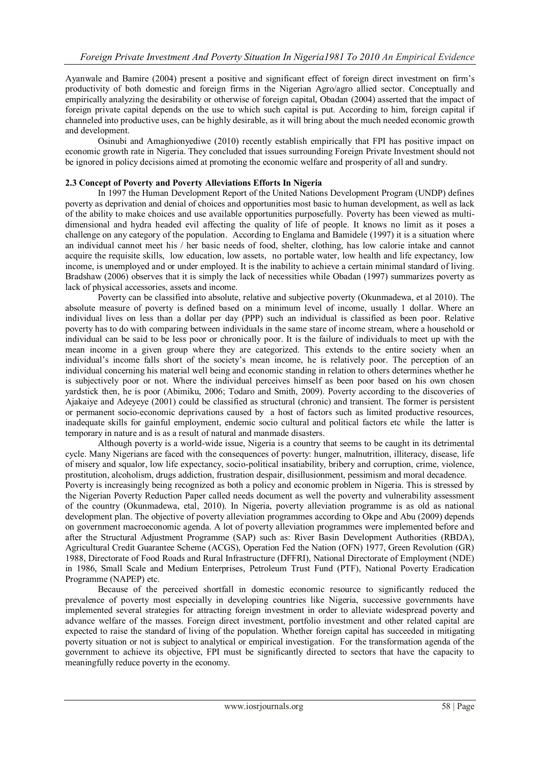Ayanwale and Bamire (2004) present a positive and significant effect of foreign direct investment on firm's productivity of both domestic and foreign firms in the Nigerian Agro/agro allied sector. Conceptually and empirically analyzing the desirability or otherwise of foreign capital, Obadan (2004) asserted that the impact of foreign private capital depends on the use to which such capital is put. According to him, foreign capital if channeled into productive uses, can be highly desirable, as it will bring about the much needed economic growth and development.

Osinubi and Amaghionyediwe (2010) recently establish empirically that FPI has positive impact on economic growth rate in Nigeria. They concluded that issues surrounding Foreign Private Investment should not be ignored in policy decisions aimed at promoting the economic welfare and prosperity of all and sundry.

### 2.3 Concept of Poverty and Poverty Alleviations Efforts In Nigeria

In 1997 the Human Development Report of the United Nations Development Program (UNDP) defines poverty as deprivation and denial of choices and opportunities most basic to human development, as well as lack of the ability to make choices and use available opportunities purposefully. Poverty has been viewed as multi-dimensional and hydra headed evil affecting the quality of life of people. It knows no limit as it poses a challenge on any category of the population. According to Englama and Bamidele (1997) it is a situation where an individual cannot meet his / her basic needs of food, shelter, clothing, has low calorie intake and cannot acquire the requisite skills, low education, low assets, no portable water, low health and life expectancy, low income, is unemployed and or under employed. It is the inability to achieve a certain minimal standard of living. Bradshaw (2006) observes that it is simply the lack of necessities while Obadan (1997) summarizes poverty as lack of physical accessories, assets and income.

Poverty can be classified into absolute, relative and subjective poverty (Okunmadewa, et al 2010). The absolute measure of poverty is defined based on a minimum level of income, usually 1 dollar. Where an individual lives on less than a dollar per day (PPP) such an individual is classified as been poor. Relative poverty has to do with comparing between individuals in the same stare of income stream, where a household or individual can be said to be less poor or chronically poor. It is the failure of individuals to meet up with the mean income in a given group where they are categorized. This extends to the entire society when an individual's income falls short of the society's mean income, he is relatively poor. The perception of an individual concerning his material well being and economic standing in relation to others determines whether he is subjectively poor or not. Where the individual perceives himself as been poor based on his own chosen yardstick then, he is poor (Abimiku, 2006; Todaro and Smith, 2009). Poverty according to the discoveries of Ajakaiye and Adeyeye (2001) could be classified as structural (chronic) and transient. The former is persistent or permanent socio-economic deprivations caused by a host of factors such as limited productive resources, inadequate skills for gainful employment, endemic socio cultural and political factors etc while the latter is temporary in nature and is as a result of natural and manmade disasters.

Although poverty is a world-wide issue, Nigeria is a country that seems to be caught in its detrimental cycle. Many Nigerians are faced with the consequences of poverty: hunger, malnutrition, illiteracy, disease, life of misery and squalor, low life expectancy, socio-political insatiability, bribery and corruption, crime, violence, prostitution, alcoholism, drugs addiction, frustration despair, disillusionment, pessimism and moral decadence.

Poverty is increasingly being recognized as both a policy and economic problem in Nigeria. This is stressed by the Nigerian Poverty Reduction Paper called needs document as well the poverty and vulnerability assessment of the country (Okunmadewa, etal, 2010). In Nigeria, poverty alleviation programme is as old as national development plan. The objective of poverty alleviation programmes according to Okpe and Abu (2009) depends on government macroeconomic agenda. A lot of poverty alleviation programmes were implemented before and after the Structural Adjustment Programme (SAP) such as: River Basin Development Authorities (RBDA), Agricultural Credit Guarantee Scheme (ACGS), Operation Fed the Nation (OFN) 1977, Green Revolution (GR) 1988, Directorate of Food Roads and Rural Infrastructure (DFFRI), National Directorate of Employment (NDE) in 1986, Small Scale and Medium Enterprises, Petroleum Trust Fund (PTF), National Poverty Eradication Programme (NAPEP) etc.

Because of the perceived shortfall in domestic economic resource to significantly reduced the prevalence of poverty most especially in developing countries like Nigeria, successive governments have implemented several strategies for attracting foreign investment in order to alleviate widespread poverty and advance welfare of the masses. Foreign direct investment, portfolio investment and other related capital are expected to raise the standard of living of the population. Whether foreign capital has succeeded in mitigating poverty situation or not is subject to analytical or empirical investigation. For the transformation agenda of the government to achieve its objective, FPI must be significantly directed to sectors that have the capacity to meaningfully reduce poverty in the economy.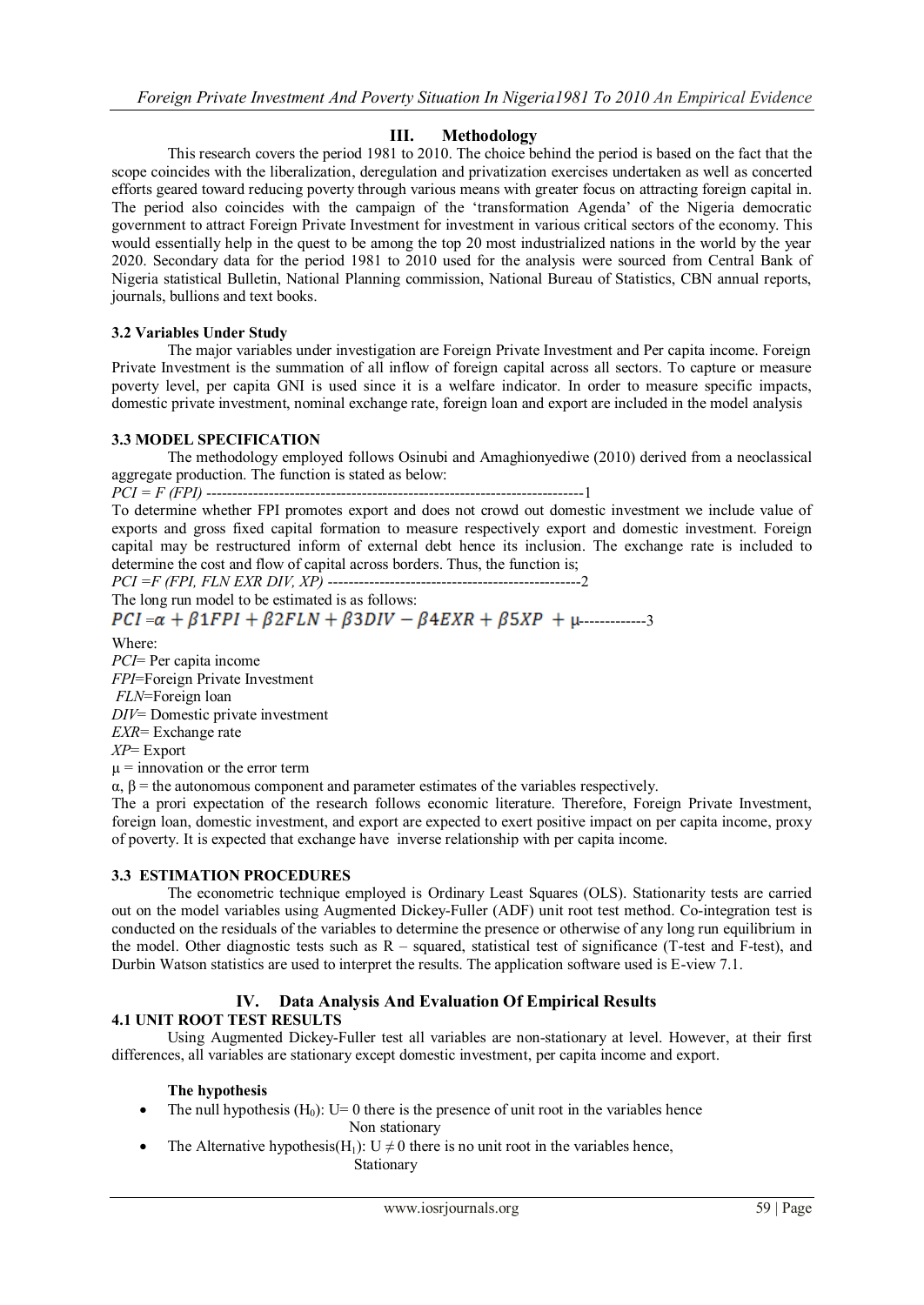## III. Methodology

This research covers the period 1981 to 2010. The choice behind the period is based on the fact that the scope coincides with the liberalization, deregulation and privatization exercises undertaken as well as concerted efforts geared toward reducing poverty through various means with greater focus on attracting foreign capital in. The period also coincides with the campaign of the 'transformation Agenda' of the Nigeria democratic government to attract Foreign Private Investment for investment in various critical sectors of the economy. This would essentially help in the quest to be among the top 20 most industrialized nations in the world by the year 2020. Secondary data for the period 1981 to 2010 used for the analysis were sourced from Central Bank of Nigeria statistical Bulletin, National Planning commission, National Bureau of Statistics, CBN annual reports, journals, bullions and text books.

### 3.2 Variables Under Study

The major variables under investigation are Foreign Private Investment and Per capita income. Foreign Private Investment is the summation of all inflow of foreign capital across all sectors. To capture or measure poverty level, per capita GNI is used since it is a welfare indicator. In order to measure specific impacts, domestic private investment, nominal exchange rate, foreign loan and export are included in the model analysis

### 3.3 MODEL SPECIFICATION

The methodology employed follows Osinubi and Amaghionyediwe (2010) derived from a neoclassical aggregate production. The function is stated as below:

*PCI = F (FPI)* -------------------------------------------------------------------------1

To determine whether FPI promotes export and does not crowd out domestic investment we include value of exports and gross fixed capital formation to measure respectively export and domestic investment. Foreign capital may be restructured inform of external debt hence its inclusion. The exchange rate is included to determine the cost and flow of capital across borders. Thus, the function is;

*PCI =F (FPI, FLN EXR DIV, XP)* -------------------------------------------------2

The long run model to be estimated is as follows:

$$PCI = \alpha + \beta 1FPI + \beta 2FLN + \beta 3DIV - \beta 4EXR + \beta 5XP + \mu \text{------------}3$$

Where:

*PCI*= Per capita income

*FPI*=Foreign Private Investment

*FLN*=Foreign loan

*DIV*= Domestic private investment

*EXR*= Exchange rate

*XP*= Export

$\mu$ = innovation or the error term

$\alpha$, $\beta$ = the autonomous component and parameter estimates of the variables respectively.

The a prori expectation of the research follows economic literature. Therefore, Foreign Private Investment, foreign loan, domestic investment, and export are expected to exert positive impact on per capita income, proxy of poverty. It is expected that exchange have inverse relationship with per capita income.

### 3.3 ESTIMATION PROCEDURES

The econometric technique employed is Ordinary Least Squares (OLS). Stationarity tests are carried out on the model variables using Augmented Dickey-Fuller (ADF) unit root test method. Co-integration test is conducted on the residuals of the variables to determine the presence or otherwise of any long run equilibrium in the model. Other diagnostic tests such as R – squared, statistical test of significance (T-test and F-test), and Durbin Watson statistics are used to interpret the results. The application software used is E-view 7.1.

## IV. Data Analysis And Evaluation Of Empirical Results

### 4.1 UNIT ROOT TEST RESULTS

Using Augmented Dickey-Fuller test all variables are non-stationary at level. However, at their first differences, all variables are stationary except domestic investment, per capita income and export.

**The hypothesis**

- The null hypothesis ($H_0$): U= 0 there is the presence of unit root in the variables hence Non stationary
- The Alternative hypothesis($H_1$): $U \neq 0$ there is no unit root in the variables hence, Stationary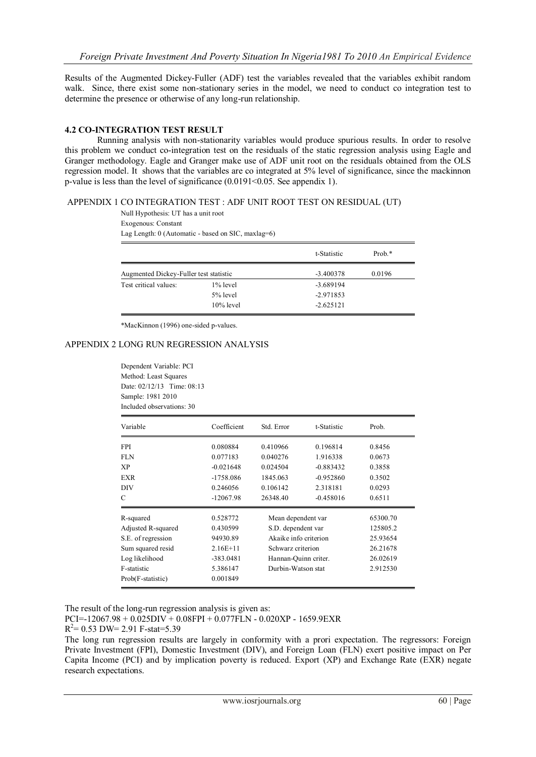Results of the Augmented Dickey-Fuller (ADF) test the variables revealed that the variables exhibit random walk. Since, there exist some non-stationary series in the model, we need to conduct co integration test to determine the presence or otherwise of any long-run relationship.

### 4.2 CO-INTEGRATION TEST RESULT

Running analysis with non-stationarity variables would produce spurious results. In order to resolve this problem we conduct co-integration test on the residuals of the static regression analysis using Eagle and Granger methodology. Eagle and Granger make use of ADF unit root on the residuals obtained from the OLS regression model. It shows that the variables are co integrated at 5% level of significance, since the mackinnon p-value is less than the level of significance ($0.0191<0.05$. See appendix 1).

APPENDIX 1 CO INTEGRATION TEST : ADF UNIT ROOT TEST ON RESIDUAL (UT)

Null Hypothesis: UT has a unit root
Exogenous: Constant
Lag Length: 0 (Automatic - based on SIC, maxlag=6)

| | | t-Statistic | Prob.* |
|---|---|---|---|
| Augmented Dickey-Fuller test statistic | | -3.400378 | 0.0196 |
| Test critical values: | 1% level | -3.689194 | |
| | 5% level | -2.971853 | |
| | 10% level | -2.625121 | |

*MacKinnon (1996) one-sided p-values.

APPENDIX 2 LONG RUN REGRESSION ANALYSIS

Dependent Variable: PCI
Method: Least Squares
Date: 02/12/13 Time: 08:13
Sample: 1981 2010
Included observations: 30

| Variable | Coefficient | Std. Error | t-Statistic | Prob. |
|---|---|---|---|---|
| FPI | 0.080884 | 0.410966 | 0.196814 | 0.8456 |
| FLN | 0.077183 | 0.040276 | 1.916338 | 0.0673 |
| XP | -0.021648 | 0.024504 | -0.883432 | 0.3858 |
| EXR | -1758.086 | 1845.063 | -0.952860 | 0.3502 |
| DIV | 0.246056 | 0.106142 | 2.318181 | 0.0293 |
| C | -12067.98 | 26348.40 | -0.458016 | 0.6511 |

| | | | |
|---|---|---|---|
| R-squared | 0.528772 | Mean dependent var | 65300.70 |
| Adjusted R-squared | 0.430599 | S.D. dependent var | 125805.2 |
| S.E. of regression | 94930.89 | Akaike info criterion | 25.93654 |
| Sum squared resid | 2.16E+11 | Schwarz criterion | 26.21678 |
| Log likelihood | -383.0481 | Hannan-Quinn criter. | 26.02619 |
| F-statistic | 5.386147 | Durbin-Watson stat | 2.912530 |
| Prob(F-statistic) | 0.001849 | | |

The result of the long-run regression analysis is given as:

$PCI=-12067.98 + 0.025DIV + 0.08FPI + 0.077FLN - 0.020XP - 1659.9EXR$

$R^2= 0.53$ DW= 2.91 F-stat=5.39

The long run regression results are largely in conformity with a prori expectation. The regressors: Foreign Private Investment (FPI), Domestic Investment (DIV), and Foreign Loan (FLN) exert positive impact on Per Capita Income (PCI) and by implication poverty is reduced. Export (XP) and Exchange Rate (EXR) negate research expectations.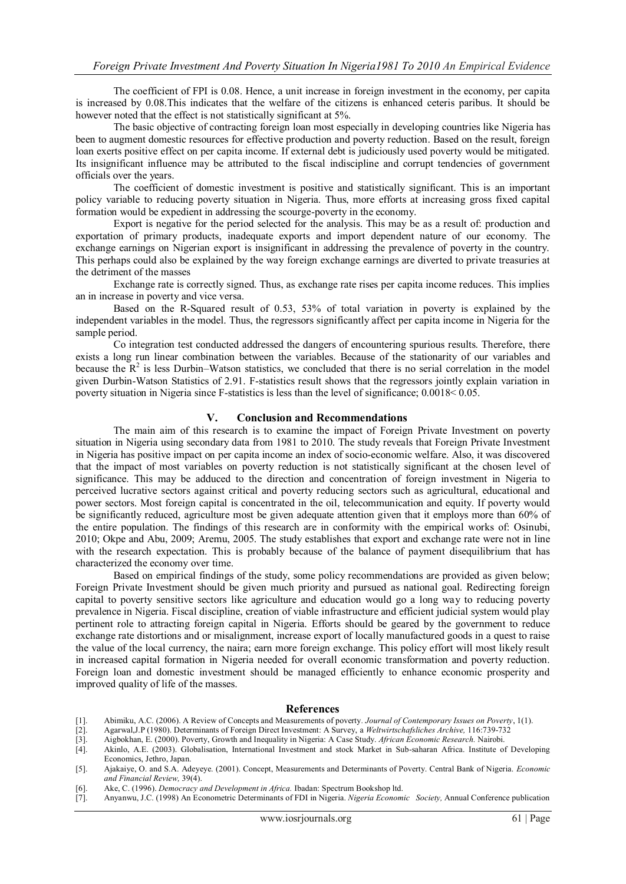The coefficient of FPI is 0.08. Hence, a unit increase in foreign investment in the economy, per capita is increased by 0.08.This indicates that the welfare of the citizens is enhanced ceteris paribus. It should be however noted that the effect is not statistically significant at 5%.

The basic objective of contracting foreign loan most especially in developing countries like Nigeria has been to augment domestic resources for effective production and poverty reduction. Based on the result, foreign loan exerts positive effect on per capita income. If external debt is judiciously used poverty would be mitigated. Its insignificant influence may be attributed to the fiscal indiscipline and corrupt tendencies of government officials over the years.

The coefficient of domestic investment is positive and statistically significant. This is an important policy variable to reducing poverty situation in Nigeria. Thus, more efforts at increasing gross fixed capital formation would be expedient in addressing the scourge-poverty in the economy.

Export is negative for the period selected for the analysis. This may be as a result of: production and exportation of primary products, inadequate exports and import dependent nature of our economy. The exchange earnings on Nigerian export is insignificant in addressing the prevalence of poverty in the country. This perhaps could also be explained by the way foreign exchange earnings are diverted to private treasuries at the detriment of the masses

Exchange rate is correctly signed. Thus, as exchange rate rises per capita income reduces. This implies an in increase in poverty and vice versa.

Based on the R-Squared result of 0.53, 53% of total variation in poverty is explained by the independent variables in the model. Thus, the regressors significantly affect per capita income in Nigeria for the sample period.

Co integration test conducted addressed the dangers of encountering spurious results. Therefore, there exists a long run linear combination between the variables. Because of the stationarity of our variables and because the $R^2$ is less Durbin–Watson statistics, we concluded that there is no serial correlation in the model given Durbin-Watson Statistics of 2.91. F-statistics result shows that the regressors jointly explain variation in poverty situation in Nigeria since F-statistics is less than the level of significance; $0.0018 < 0.05$.

## V. Conclusion and Recommendations

The main aim of this research is to examine the impact of Foreign Private Investment on poverty situation in Nigeria using secondary data from 1981 to 2010. The study reveals that Foreign Private Investment in Nigeria has positive impact on per capita income an index of socio-economic welfare. Also, it was discovered that the impact of most variables on poverty reduction is not statistically significant at the chosen level of significance. This may be adduced to the direction and concentration of foreign investment in Nigeria to perceived lucrative sectors against critical and poverty reducing sectors such as agricultural, educational and power sectors. Most foreign capital is concentrated in the oil, telecommunication and equity. If poverty would be significantly reduced, agriculture most be given adequate attention given that it employs more than 60% of the entire population. The findings of this research are in conformity with the empirical works of: Osinubi, 2010; Okpe and Abu, 2009; Aremu, 2005. The study establishes that export and exchange rate were not in line with the research expectation. This is probably because of the balance of payment disequilibrium that has characterized the economy over time.

Based on empirical findings of the study, some policy recommendations are provided as given below; Foreign Private Investment should be given much priority and pursued as national goal. Redirecting foreign capital to poverty sensitive sectors like agriculture and education would go a long way to reducing poverty prevalence in Nigeria. Fiscal discipline, creation of viable infrastructure and efficient judicial system would play pertinent role to attracting foreign capital in Nigeria. Efforts should be geared by the government to reduce exchange rate distortions and or misalignment, increase export of locally manufactured goods in a quest to raise the value of the local currency, the naira; earn more foreign exchange. This policy effort will most likely result in increased capital formation in Nigeria needed for overall economic transformation and poverty reduction. Foreign loan and domestic investment should be managed efficiently to enhance economic prosperity and improved quality of life of the masses.

## References

[1]. Abimiku, A.C. (2006). A Review of Concepts and Measurements of poverty. *Journal of Contemporary Issues on Poverty*, 1(1).

[2]. Agarwal,J.P (1980). Determinants of Foreign Direct Investment: A Survey, a *Weltwirtschafsliches Archive,* 116:739-732

[3]. Aigbokhan, E. (2000). Poverty, Growth and Inequality in Nigeria: A Case Study. *African Economic Research.* Nairobi.

[4]. Akinlo, A.E. (2003). Globalisation, International Investment and stock Market in Sub-saharan Africa. Institute of Developing Economics, Jethro, Japan.

[5]. Ajakaiye, O. and S.A. Adeyeye. (2001). Concept, Measurements and Determinants of Poverty. Central Bank of Nigeria. *Economic and Financial Review,* 39(4).

[6]. Ake, C. (1996). *Democracy and Development in Africa.* Ibadan: Spectrum Bookshop ltd.

[7]. Anyanwu, J.C. (1998) An Econometric Determinants of FDI in Nigeria. *Nigeria Economic Society,* Annual Conference publication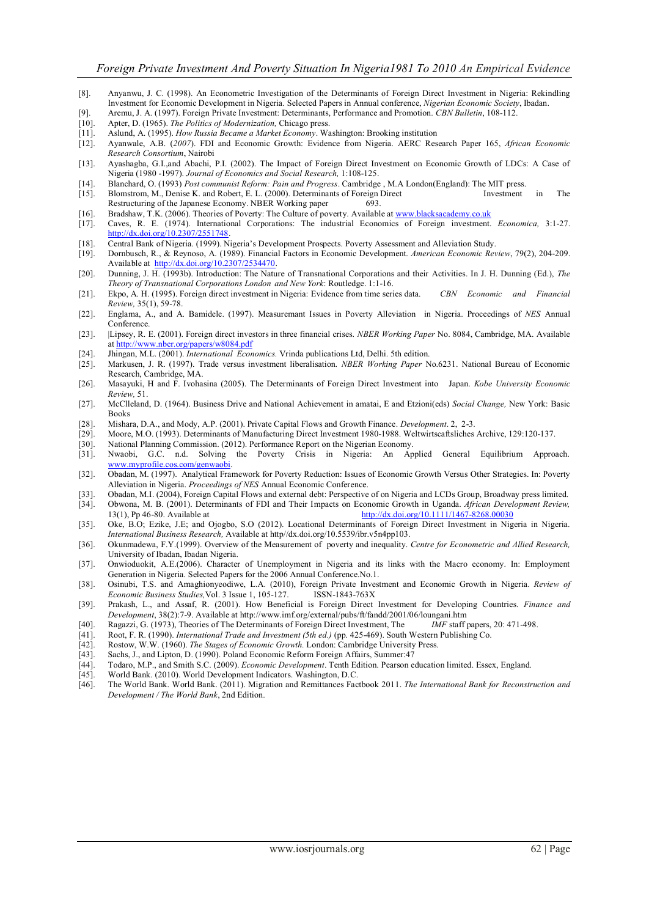[8]. Anyanwu, J. C. (1998). An Econometric Investigation of the Determinants of Foreign Direct Investment in Nigeria: Rekindling Investment for Economic Development in Nigeria. Selected Papers in Annual conference, *Nigerian Economic Society*, Ibadan.

[9]. Aremu, J. A. (1997). Foreign Private Investment: Determinants, Performance and Promotion. *CBN Bulletin*, 108-112.

[10]. Apter, D. (1965). *The Politics of Modernization,* Chicago press.

[11]. Aslund, A. (1995). *How Russia Became a Market Economy*. Washington: Brooking institution

[12]. Ayanwale, A.B. (*2007*). FDI and Economic Growth: Evidence from Nigeria. AERC Research Paper 165, *African Economic Research Consortium*, Nairobi

[13]. Ayashagba, G.I.,and Abachi, P.I. (2002). The Impact of Foreign Direct Investment on Economic Growth of LDCs: A Case of Nigeria (1980 -1997). *Journal of Economics and Social Research,* 1:108-125.

[14]. Blanchard, O. (1993) *Post communist Reform: Pain and Progress*. Cambridge , M.A London(England): The MIT press.

[15]. Blomstrom, M., Denise K. and Robert, E. L. (2000). Determinants of Foreign Direct Investment in The Restructuring of the Japanese Economy. NBER Working paper 693.

[16]. Bradshaw, T.K. (2006). Theories of Poverty: The Culture of poverty. Available at www.blacksacademy.co.uk

[17]. Caves, R. E. (1974). International Corporations: The industrial Economics of Foreign investment. *Economica,* 3:1-27. http://dx.doi.org/10.2307/2551748.

[18]. Central Bank of Nigeria. (1999). Nigeria's Development Prospects. Poverty Assessment and Alleviation Study.

[19]. Dornbusch, R., & Reynoso, A. (1989). Financial Factors in Economic Development. *American Economic Review*, 79(2), 204-209. Available at http://dx.doi.org/10.2307/2534470.

[20]. Dunning, J. H. (1993b). Introduction: The Nature of Transnational Corporations and their Activities. In J. H. Dunning (Ed.), *The Theory of Transnational Corporations London and New York*: Routledge. 1:1-16.

[21]. Ekpo, A. H. (1995). Foreign direct investment in Nigeria: Evidence from time series data. *CBN Economic and Financial Review,* 35(1), 59-78.

[22]. Englama, A., and A. Bamidele. (1997). Measuremant Issues in Poverty Alleviation in Nigeria. Proceedings of *NES* Annual Conference.

[23]. |Lipsey, R. E. (2001). Foreign direct investors in three financial crises. *NBER Working Paper* No. 8084, Cambridge, MA. Available at http://www.nber.org/papers/w8084.pdf

[24]. Jhingan, M.L. (2001). *International Economics.* Vrinda publications Ltd, Delhi. 5th edition.

[25]. Markusen, J. R. (1997). Trade versus investment liberalisation. *NBER Working Paper* No.6231. National Bureau of Economic Research, Cambridge, MA.

[26]. Masayuki, H and F. Ivohasina (2005). The Determinants of Foreign Direct Investment into Japan. *Kobe University Economic Review,* 51.

[27]. McClleland, D. (1964). Business Drive and National Achievement in amatai, E and Etzioni(eds) *Social Change,* New York: Basic Books

[28]. Mishara, D.A., and Mody, A.P. (2001). Private Capital Flows and Growth Finance. *Development*. 2, 2-3.

[29]. Moore, M.O. (1993). Determinants of Manufacturing Direct Investment 1980-1988. Weltwirtscaftsliches Archive, 129:120-137.

[30]. National Planning Commission. (2012). Performance Report on the Nigerian Economy.

[31]. Nwaobi, G.C. n.d. Solving the Poverty Crisis in Nigeria: An Applied General Equilibrium Approach. www.myprofile.cos.com/genwaobi.

[32]. Obadan, M. (1997). Analytical Framework for Poverty Reduction: Issues of Economic Growth Versus Other Strategies. In: Poverty Alleviation in Nigeria. *Proceedings of NES* Annual Economic Conference.

[33]. Obadan, M.I. (2004), Foreign Capital Flows and external debt: Perspective of on Nigeria and LCDs Group, Broadway press limited.

[34]. Obwona, M. B. (2001). Determinants of FDI and Their Impacts on Economic Growth in Uganda. *African Development Review,* 13(1), Pp 46-80. Available at http://dx.doi.org/10.1111/1467-8268.00030

[35]. Oke, B.O; Ezike, J.E; and Ojogbo, S.O (2012). Locational Determinants of Foreign Direct Investment in Nigeria in Nigeria. *International Business Research,* Available at http//dx.doi.org/10.5539/ibr.v5n4pp103.

[36]. Okunmadewa, F.Y.(1999). Overview of the Measurement of poverty and inequality. *Centre for Econometric and Allied Research,* University of Ibadan, Ibadan Nigeria.

[37]. Onwioduokit, A.E.(2006). Character of Unemployment in Nigeria and its links with the Macro economy. In: Employment Generation in Nigeria. Selected Papers for the 2006 Annual Conference.No.1.

[38]. Osinubi, T.S. and Amaghionyeodiwe, L.A. (2010), Foreign Private Investment and Economic Growth in Nigeria. *Review of Economic Business Studies,*Vol. 3 Issue 1, 105-127. ISSN-1843-763X

[39]. Prakash, L., and Assaf, R. (2001). How Beneficial is Foreign Direct Investment for Developing Countries. *Finance and Development*, 38(2):7-9. Available at http://www.imf.org/external/pubs/ft/fandd/2001/06/loungani.htm

[40]. Ragazzi, G. (1973), Theories of The Determinants of Foreign Direct Investment, The *IMF* staff papers, 20: 471-498.

[41]. Root, F. R. (1990). *International Trade and Investment (5th ed.)* (pp. 425-469). South Western Publishing Co.

[42]. Rostow, W.W. (1960). *The Stages of Economic Growth.* London: Cambridge University Press.

[43]. Sachs, J., and Lipton, D. (1990). Poland Economic Reform Foreign Affairs, Summer:47

[44]. Todaro, M.P., and Smith S.C. (2009). *Economic Development*. Tenth Edition. Pearson education limited. Essex, England.

[45]. World Bank. (2010). World Development Indicators. Washington, D.C.

[46]. The World Bank. World Bank. (2011). Migration and Remittances Factbook 2011. *The International Bank for Reconstruction and Development / The World Bank*, 2nd Edition.